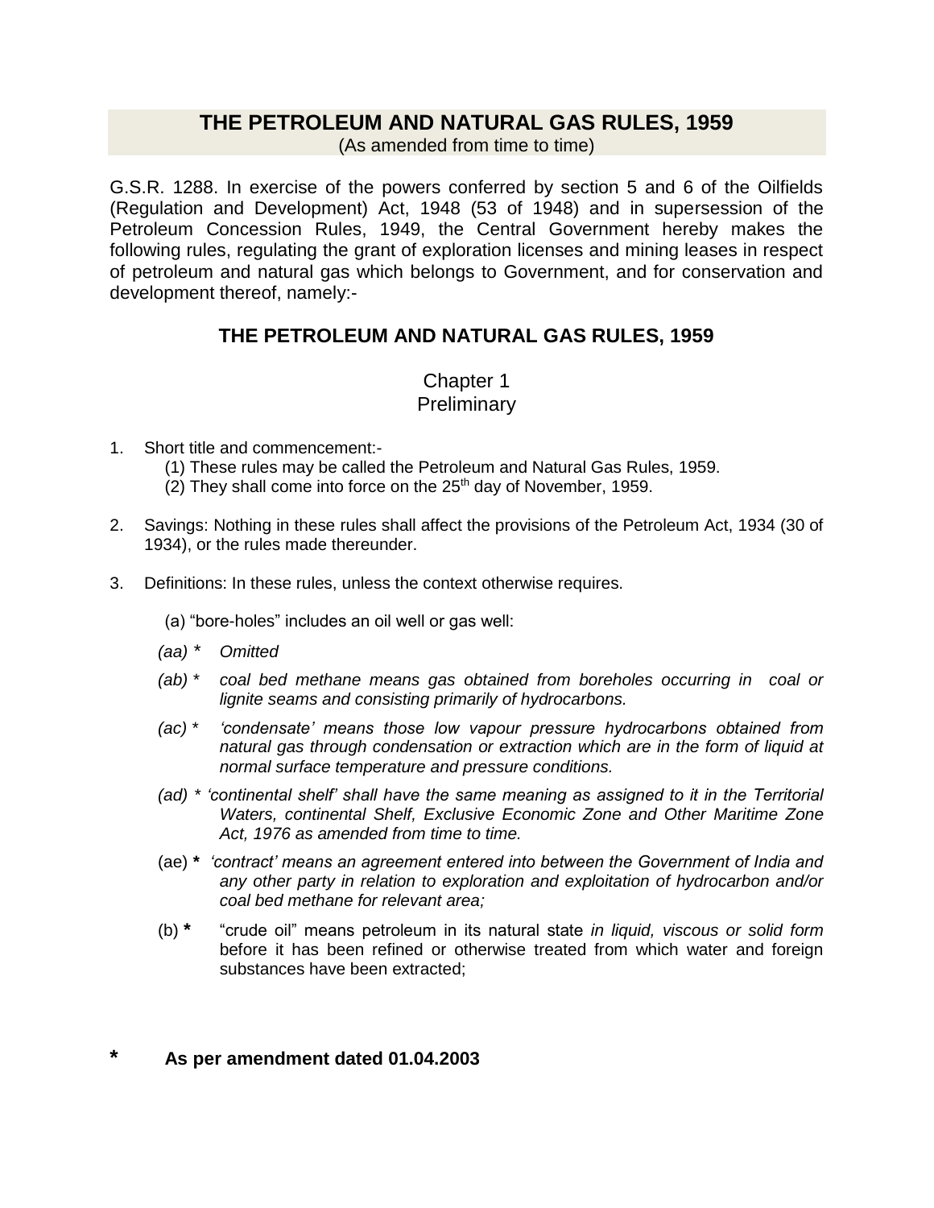# THE PETROLEUM AND NATURAL GAS RULES, 1959

(As amended from time to time)

G.S.R. 1288. In exercise of the powers conferred by section 5 and 6 of the Oilfields (Regulation and Development) Act, 1948 (53 of 1948) and in supersession of the Petroleum Concession Rules, 1949, the Central Government hereby makes the following rules, regulating the grant of exploration licenses and mining leases in respect of petroleum and natural gas which belongs to Government, and for conservation and development thereof, namely:-

## THE PETROLEUM AND NATURAL GAS RULES, 1959

### Chapter 1
### Preliminary

1. Short title and commencement:-
   (1) These rules may be called the Petroleum and Natural Gas Rules, 1959.
   (2) They shall come into force on the 25th day of November, 1959.

2. Savings: Nothing in these rules shall affect the provisions of the Petroleum Act, 1934 (30 of 1934), or the rules made thereunder.

3. Definitions: In these rules, unless the context otherwise requires.

   (a) "bore-holes" includes an oil well or gas well:

   *(aa) * Omitted*

   *(ab) * coal bed methane means gas obtained from boreholes occurring in coal or lignite seams and consisting primarily of hydrocarbons.*

   *(ac) * 'condensate' means those low vapour pressure hydrocarbons obtained from natural gas through condensation or extraction which are in the form of liquid at normal surface temperature and pressure conditions.*

   *(ad) * 'continental shelf' shall have the same meaning as assigned to it in the Territorial Waters, continental Shelf, Exclusive Economic Zone and Other Maritime Zone Act, 1976 as amended from time to time.*

   (ae) **\*** *'contract' means an agreement entered into between the Government of India and any other party in relation to exploration and exploitation of hydrocarbon and/or coal bed methane for relevant area;*

   (b) **\*** "crude oil" means petroleum in its natural state *in liquid, viscous or solid form* before it has been refined or otherwise treated from which water and foreign substances have been extracted;

**\* As per amendment dated 01.04.2003**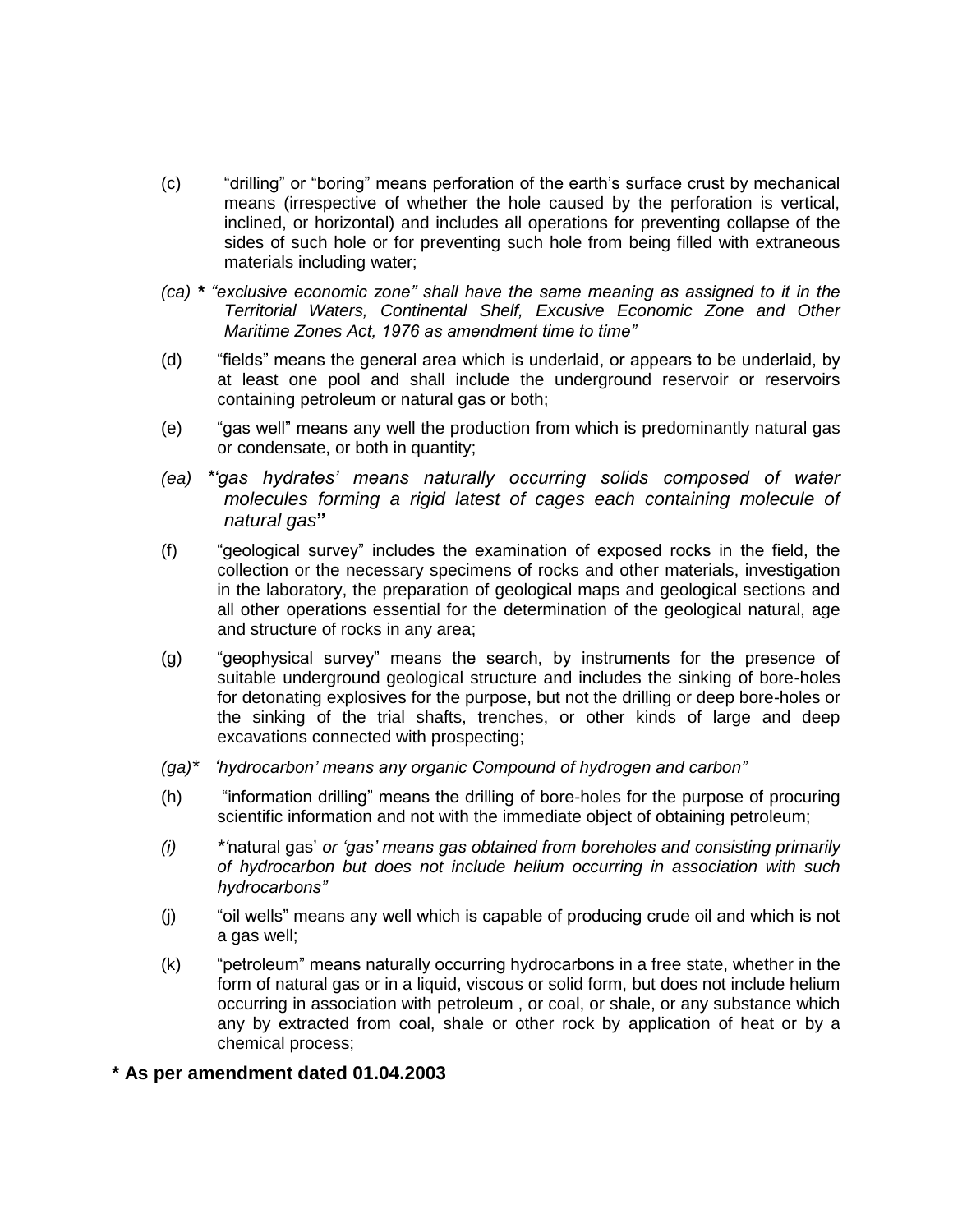(c) "drilling" or "boring" means perforation of the earth's surface crust by mechanical means (irrespective of whether the hole caused by the perforation is vertical, inclined, or horizontal) and includes all operations for preventing collapse of the sides of such hole or for preventing such hole from being filled with extraneous materials including water;

*(ca)* **\*** *"exclusive economic zone" shall have the same meaning as assigned to it in the Territorial Waters, Continental Shelf, Excusive Economic Zone and Other Maritime Zones Act, 1976 as amendment time to time"*

(d) "fields" means the general area which is underlaid, or appears to be underlaid, by at least one pool and shall include the underground reservoir or reservoirs containing petroleum or natural gas or both;

(e) "gas well" means any well the production from which is predominantly natural gas or condensate, or both in quantity;

*(ea) \*'gas hydrates' means naturally occurring solids composed of water molecules forming a rigid latest of cages each containing molecule of natural gas*"

(f) "geological survey" includes the examination of exposed rocks in the field, the collection or the necessary specimens of rocks and other materials, investigation in the laboratory, the preparation of geological maps and geological sections and all other operations essential for the determination of the geological natural, age and structure of rocks in any area;

(g) "geophysical survey" means the search, by instruments for the presence of suitable underground geological structure and includes the sinking of bore-holes for detonating explosives for the purpose, but not the drilling or deep bore-holes or the sinking of the trial shafts, trenches, or other kinds of large and deep excavations connected with prospecting;

*(ga)\* 'hydrocarbon' means any organic Compound of hydrogen and carbon"*

(h) "information drilling" means the drilling of bore-holes for the purpose of procuring scientific information and not with the immediate object of obtaining petroleum;

*(i)* \*'natural gas' *or 'gas' means gas obtained from boreholes and consisting primarily of hydrocarbon but does not include helium occurring in association with such hydrocarbons"*

(j) "oil wells" means any well which is capable of producing crude oil and which is not a gas well;

(k) "petroleum" means naturally occurring hydrocarbons in a free state, whether in the form of natural gas or in a liquid, viscous or solid form, but does not include helium occurring in association with petroleum , or coal, or shale, or any substance which any by extracted from coal, shale or other rock by application of heat or by a chemical process;

**\* As per amendment dated 01.04.2003**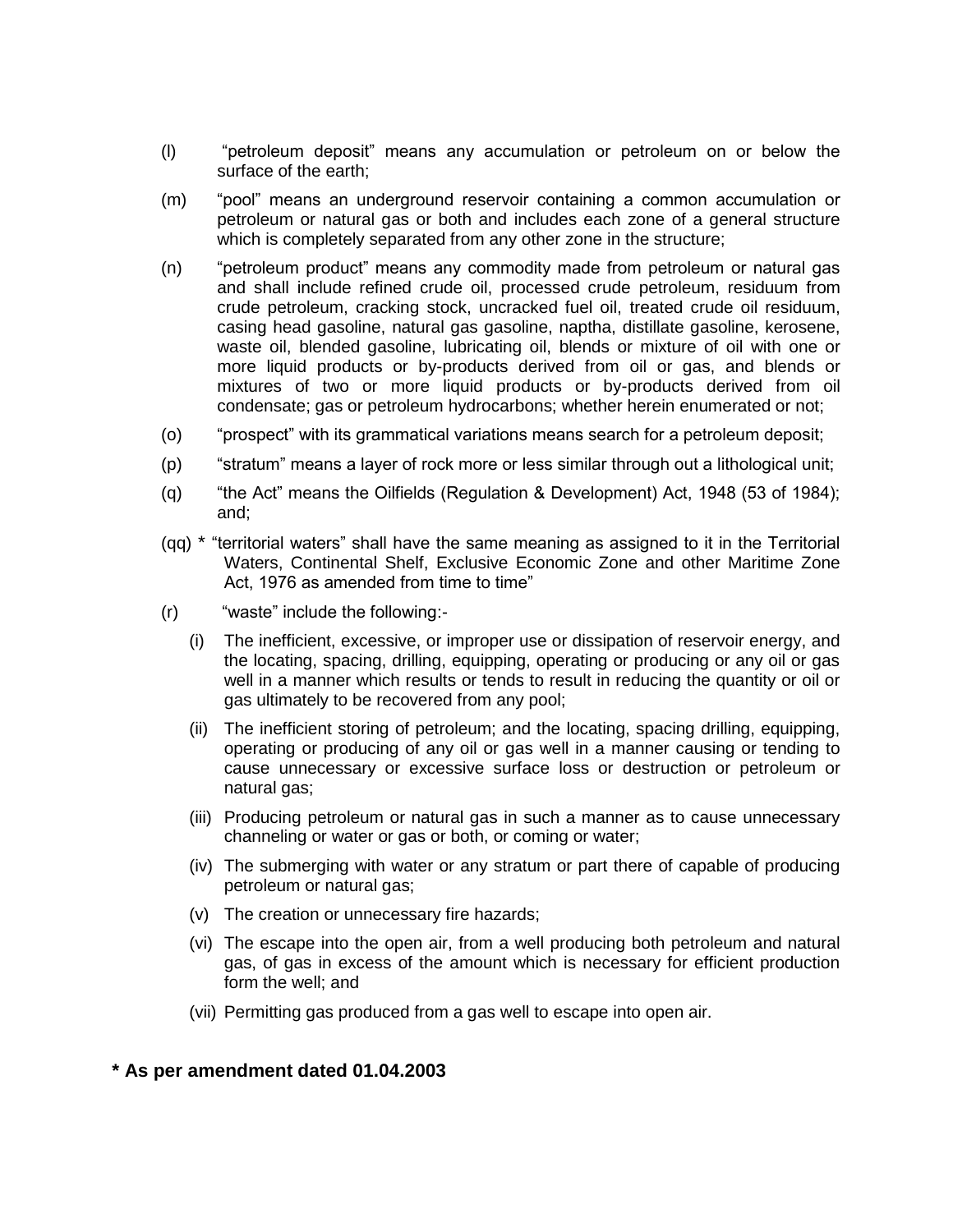(l) "petroleum deposit" means any accumulation or petroleum on or below the surface of the earth;

(m) "pool" means an underground reservoir containing a common accumulation or petroleum or natural gas or both and includes each zone of a general structure which is completely separated from any other zone in the structure;

(n) "petroleum product" means any commodity made from petroleum or natural gas and shall include refined crude oil, processed crude petroleum, residuum from crude petroleum, cracking stock, uncracked fuel oil, treated crude oil residuum, casing head gasoline, natural gas gasoline, naptha, distillate gasoline, kerosene, waste oil, blended gasoline, lubricating oil, blends or mixture of oil with one or more liquid products or by-products derived from oil or gas, and blends or mixtures of two or more liquid products or by-products derived from oil condensate; gas or petroleum hydrocarbons; whether herein enumerated or not;

(o) "prospect" with its grammatical variations means search for a petroleum deposit;

(p) "stratum" means a layer of rock more or less similar through out a lithological unit;

(q) "the Act" means the Oilfields (Regulation & Development) Act, 1948 (53 of 1984); and;

(qq) * "territorial waters" shall have the same meaning as assigned to it in the Territorial Waters, Continental Shelf, Exclusive Economic Zone and other Maritime Zone Act, 1976 as amended from time to time"

(r) "waste" include the following:-

(i) The inefficient, excessive, or improper use or dissipation of reservoir energy, and the locating, spacing, drilling, equipping, operating or producing or any oil or gas well in a manner which results or tends to result in reducing the quantity or oil or gas ultimately to be recovered from any pool;

(ii) The inefficient storing of petroleum; and the locating, spacing drilling, equipping, operating or producing of any oil or gas well in a manner causing or tending to cause unnecessary or excessive surface loss or destruction or petroleum or natural gas;

(iii) Producing petroleum or natural gas in such a manner as to cause unnecessary channeling or water or gas or both, or coming or water;

(iv) The submerging with water or any stratum or part there of capable of producing petroleum or natural gas;

(v) The creation or unnecessary fire hazards;

(vi) The escape into the open air, from a well producing both petroleum and natural gas, of gas in excess of the amount which is necessary for efficient production form the well; and

(vii) Permitting gas produced from a gas well to escape into open air.

**\* As per amendment dated 01.04.2003**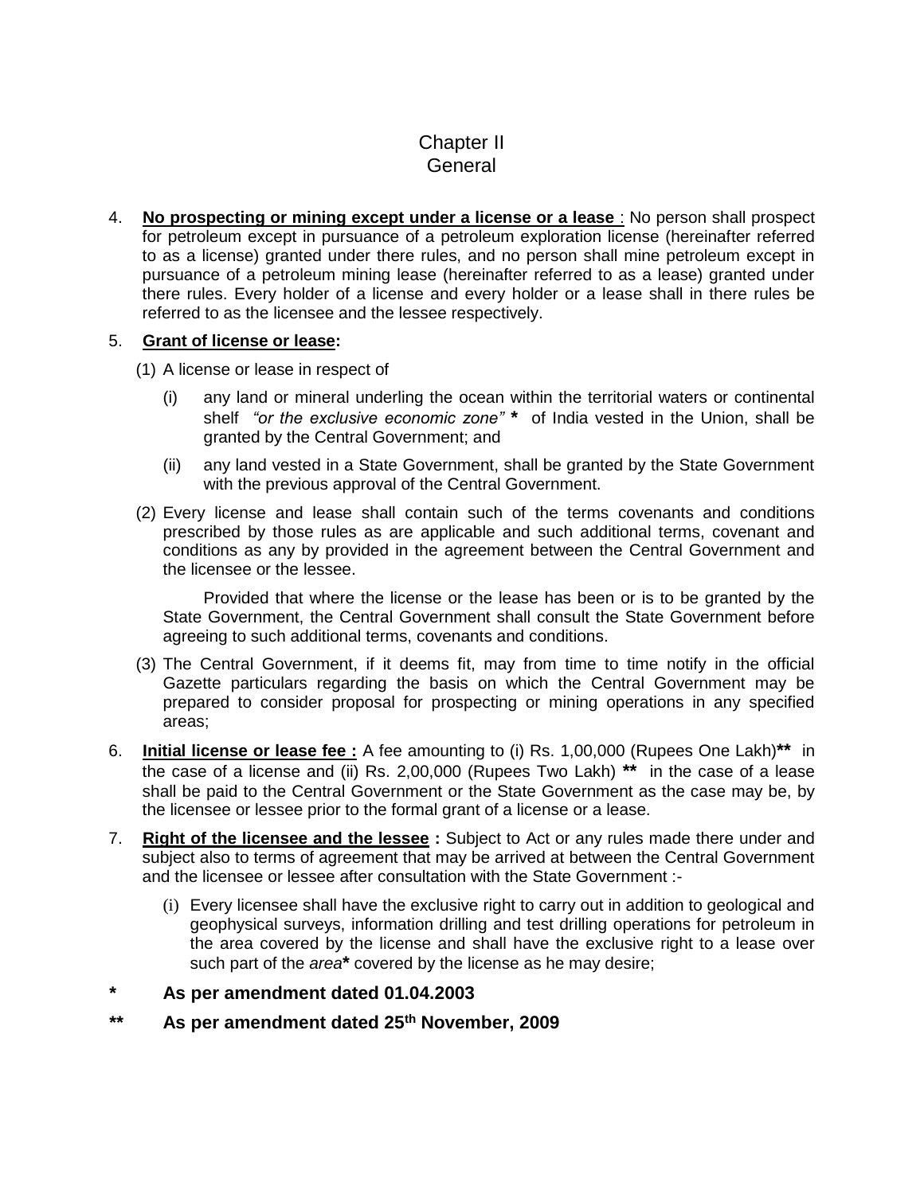# Chapter II
# General

4. **No prospecting or mining except under a license or a lease** : No person shall prospect for petroleum except in pursuance of a petroleum exploration license (hereinafter referred to as a license) granted under there rules, and no person shall mine petroleum except in pursuance of a petroleum mining lease (hereinafter referred to as a lease) granted under there rules. Every holder of a license and every holder or a lease shall in there rules be referred to as the licensee and the lessee respectively.

5. **Grant of license or lease:**

   (1) A license or lease in respect of

      (i) any land or mineral underling the ocean within the territorial waters or continental shelf *"or the exclusive economic zone"* **\*** of India vested in the Union, shall be granted by the Central Government; and

      (ii) any land vested in a State Government, shall be granted by the State Government with the previous approval of the Central Government.

   (2) Every license and lease shall contain such of the terms covenants and conditions prescribed by those rules as are applicable and such additional terms, covenant and conditions as any by provided in the agreement between the Central Government and the licensee or the lessee.

   Provided that where the license or the lease has been or is to be granted by the State Government, the Central Government shall consult the State Government before agreeing to such additional terms, covenants and conditions.

   (3) The Central Government, if it deems fit, may from time to time notify in the official Gazette particulars regarding the basis on which the Central Government may be prepared to consider proposal for prospecting or mining operations in any specified areas;

6. **Initial license or lease fee :** A fee amounting to (i) Rs. 1,00,000 (Rupees One Lakh)**\*\*** in the case of a license and (ii) Rs. 2,00,000 (Rupees Two Lakh) **\*\*** in the case of a lease shall be paid to the Central Government or the State Government as the case may be, by the licensee or lessee prior to the formal grant of a license or a lease.

7. **Right of the licensee and the lessee :** Subject to Act or any rules made there under and subject also to terms of agreement that may be arrived at between the Central Government and the licensee or lessee after consultation with the State Government :-

   (i) Every licensee shall have the exclusive right to carry out in addition to geological and geophysical surveys, information drilling and test drilling operations for petroleum in the area covered by the license and shall have the exclusive right to a lease over such part of the *area***\*** covered by the license as he may desire;

**\* As per amendment dated 01.04.2003**

**\*\* As per amendment dated 25th November, 2009**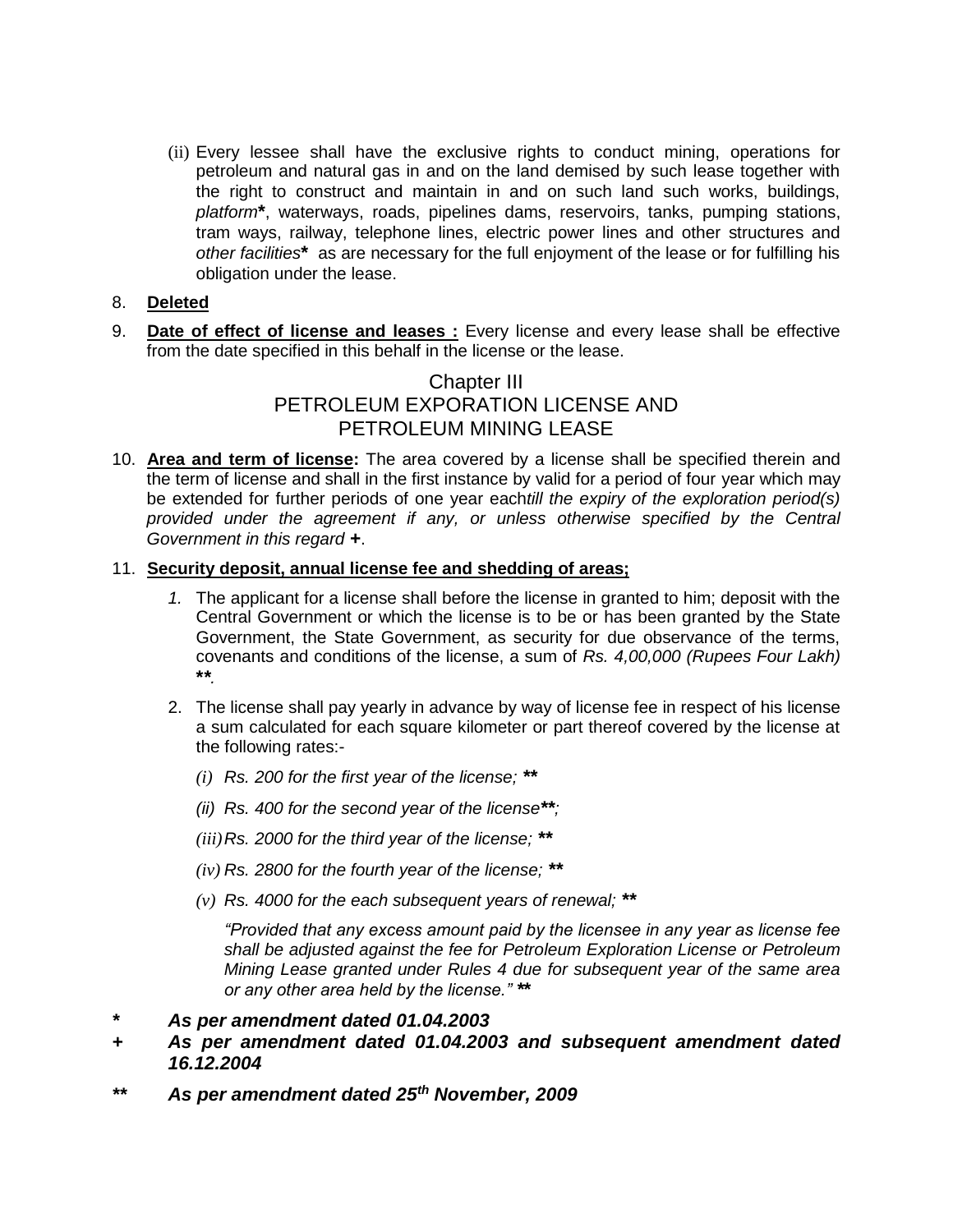(ii) Every lessee shall have the exclusive rights to conduct mining, operations for petroleum and natural gas in and on the land demised by such lease together with the right to construct and maintain in and on such land such works, buildings, *platform***\***, waterways, roads, pipelines dams, reservoirs, tanks, pumping stations, tram ways, railway, telephone lines, electric power lines and other structures and *other facilities***\*** as are necessary for the full enjoyment of the lease or for fulfilling his obligation under the lease.

8. **Deleted**

9. **Date of effect of license and leases :** Every license and every lease shall be effective from the date specified in this behalf in the license or the lease.

## Chapter III
## PETROLEUM EXPORATION LICENSE AND PETROLEUM MINING LEASE

10. **Area and term of license:** The area covered by a license shall be specified therein and the term of license and shall in the first instance by valid for a period of four year which may be extended for further periods of one year each*till the expiry of the exploration period(s) provided under the agreement if any, or unless otherwise specified by the Central Government in this regard* **+**.

11. **Security deposit, annual license fee and shedding of areas;**

    1. The applicant for a license shall before the license in granted to him; deposit with the Central Government or which the license is to be or has been granted by the State Government, the State Government, as security for due observance of the terms, covenants and conditions of the license, a sum of *Rs. 4,00,000 (Rupees Four Lakh)* **\*\***.

    2. The license shall pay yearly in advance by way of license fee in respect of his license a sum calculated for each square kilometer or part thereof covered by the license at the following rates:-

       *(i) Rs. 200 for the first year of the license;* **\*\***

       *(ii) Rs. 400 for the second year of the license***\*\****;*

       *(iii) Rs. 2000 for the third year of the license;* **\*\***

       *(iv) Rs. 2800 for the fourth year of the license;* **\*\***

       *(v) Rs. 4000 for the each subsequent years of renewal;* **\*\***

       *"Provided that any excess amount paid by the licensee in any year as license fee shall be adjusted against the fee for Petroleum Exploration License or Petroleum Mining Lease granted under Rules 4 due for subsequent year of the same area or any other area held by the license."* **\*\***

**\* *As per amendment dated 01.04.2003***

**+ *As per amendment dated 01.04.2003 and subsequent amendment dated 16.12.2004***

**\*\* *As per amendment dated 25th November, 2009***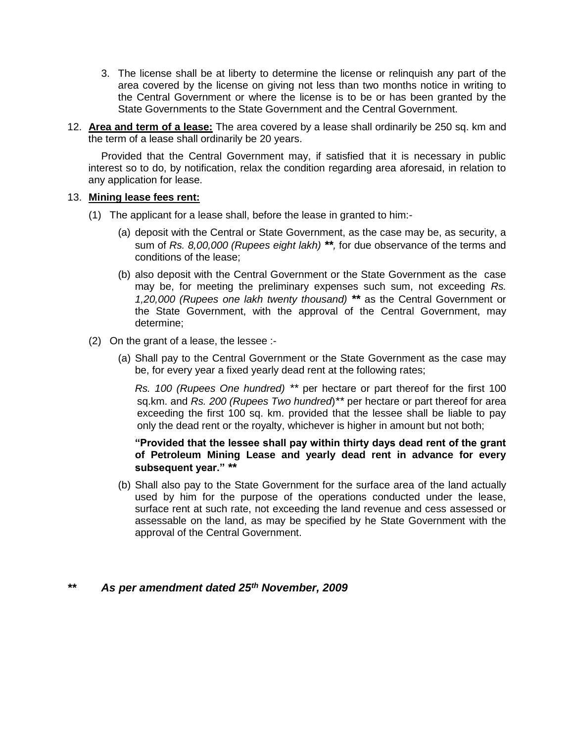3. The license shall be at liberty to determine the license or relinquish any part of the area covered by the license on giving not less than two months notice in writing to the Central Government or where the license is to be or has been granted by the State Governments to the State Government and the Central Government.

12. **Area and term of a lease:** The area covered by a lease shall ordinarily be 250 sq. km and the term of a lease shall ordinarily be 20 years.

   Provided that the Central Government may, if satisfied that it is necessary in public interest so to do, by notification, relax the condition regarding area aforesaid, in relation to any application for lease.

13. **Mining lease fees rent:**

   (1) The applicant for a lease shall, before the lease in granted to him:-

   (a) deposit with the Central or State Government, as the case may be, as security, a sum of *Rs. 8,00,000 (Rupees eight lakh)* ***\*\**** , for due observance of the terms and conditions of the lease;

   (b) also deposit with the Central Government or the State Government as the case may be, for meeting the preliminary expenses such sum, not exceeding *Rs. 1,20,000 (Rupees one lakh twenty thousand)* **\*\*** as the Central Government or the State Government, with the approval of the Central Government, may determine;

   (2) On the grant of a lease, the lessee :-

   (a) Shall pay to the Central Government or the State Government as the case may be, for every year a fixed yearly dead rent at the following rates;

   *Rs. 100 (Rupees One hundred)* \*\* per hectare or part thereof for the first 100 sq.km. and *Rs. 200 (Rupees Two hundred*)\*\* per hectare or part thereof for area exceeding the first 100 sq. km. provided that the lessee shall be liable to pay only the dead rent or the royalty, whichever is higher in amount but not both;

   **"Provided that the lessee shall pay within thirty days dead rent of the grant of Petroleum Mining Lease and yearly dead rent in advance for every subsequent year." \*\***

   (b) Shall also pay to the State Government for the surface area of the land actually used by him for the purpose of the operations conducted under the lease, surface rent at such rate, not exceeding the land revenue and cess assessed or assessable on the land, as may be specified by he State Government with the approval of the Central Government.

***\*\* As per amendment dated 25th November, 2009***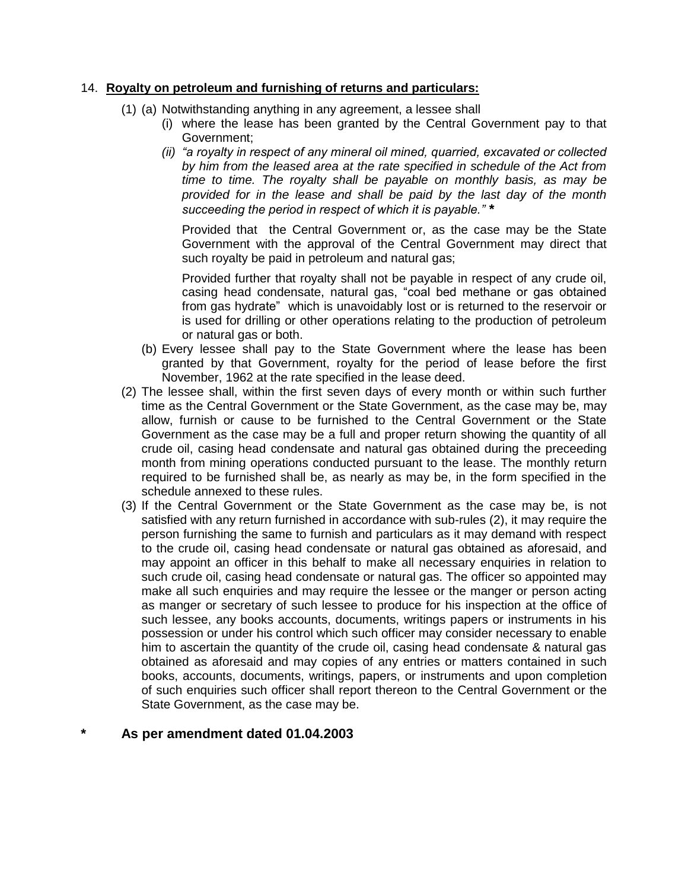14. **<u>Royalty on petroleum and furnishing of returns and particulars:</u>**

(1) (a) Notwithstanding anything in any agreement, a lessee shall

(i) where the lease has been granted by the Central Government pay to that Government;

(ii) *"a royalty in respect of any mineral oil mined, quarried, excavated or collected by him from the leased area at the rate specified in schedule of the Act from time to time. The royalty shall be payable on monthly basis, as may be provided for in the lease and shall be paid by the last day of the month succeeding the period in respect of which it is payable."* **\***

Provided that the Central Government or, as the case may be the State Government with the approval of the Central Government may direct that such royalty be paid in petroleum and natural gas;

Provided further that royalty shall not be payable in respect of any crude oil, casing head condensate, natural gas, "coal bed methane or gas obtained from gas hydrate" which is unavoidably lost or is returned to the reservoir or is used for drilling or other operations relating to the production of petroleum or natural gas or both.

(b) Every lessee shall pay to the State Government where the lease has been granted by that Government, royalty for the period of lease before the first November, 1962 at the rate specified in the lease deed.

(2) The lessee shall, within the first seven days of every month or within such further time as the Central Government or the State Government, as the case may be, may allow, furnish or cause to be furnished to the Central Government or the State Government as the case may be a full and proper return showing the quantity of all crude oil, casing head condensate and natural gas obtained during the preceeding month from mining operations conducted pursuant to the lease. The monthly return required to be furnished shall be, as nearly as may be, in the form specified in the schedule annexed to these rules.

(3) If the Central Government or the State Government as the case may be, is not satisfied with any return furnished in accordance with sub-rules (2), it may require the person furnishing the same to furnish and particulars as it may demand with respect to the crude oil, casing head condensate or natural gas obtained as aforesaid, and may appoint an officer in this behalf to make all necessary enquiries in relation to such crude oil, casing head condensate or natural gas. The officer so appointed may make all such enquiries and may require the lessee or the manger or person acting as manger or secretary of such lessee to produce for his inspection at the office of such lessee, any books accounts, documents, writings papers or instruments in his possession or under his control which such officer may consider necessary to enable him to ascertain the quantity of the crude oil, casing head condensate & natural gas obtained as aforesaid and may copies of any entries or matters contained in such books, accounts, documents, writings, papers, or instruments and upon completion of such enquiries such officer shall report thereon to the Central Government or the State Government, as the case may be.

**\* As per amendment dated 01.04.2003**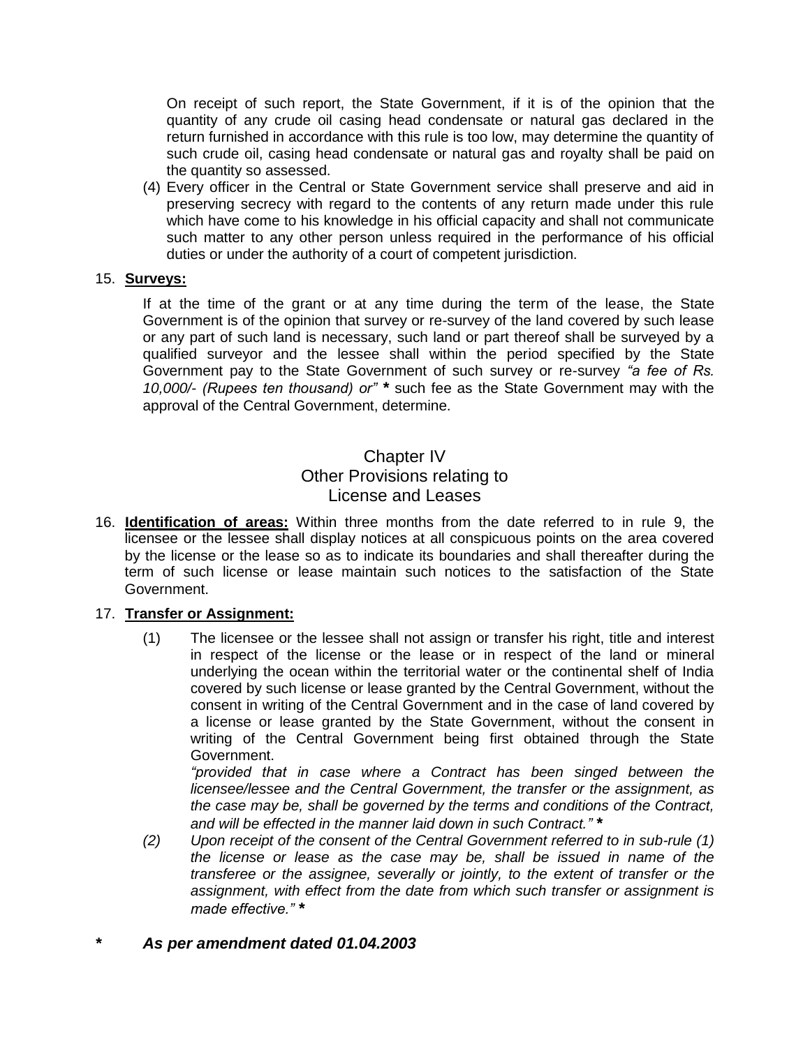On receipt of such report, the State Government, if it is of the opinion that the quantity of any crude oil casing head condensate or natural gas declared in the return furnished in accordance with this rule is too low, may determine the quantity of such crude oil, casing head condensate or natural gas and royalty shall be paid on the quantity so assessed.

(4) Every officer in the Central or State Government service shall preserve and aid in preserving secrecy with regard to the contents of any return made under this rule which have come to his knowledge in his official capacity and shall not communicate such matter to any other person unless required in the performance of his official duties or under the authority of a court of competent jurisdiction.

15. **Surveys:**

If at the time of the grant or at any time during the term of the lease, the State Government is of the opinion that survey or re-survey of the land covered by such lease or any part of such land is necessary, such land or part thereof shall be surveyed by a qualified surveyor and the lessee shall within the period specified by the State Government pay to the State Government of such survey or re-survey *"a fee of Rs. 10,000/- (Rupees ten thousand) or"* **\*** such fee as the State Government may with the approval of the Central Government, determine.

## Chapter IV
## Other Provisions relating to License and Leases

16. **Identification of areas:** Within three months from the date referred to in rule 9, the licensee or the lessee shall display notices at all conspicuous points on the area covered by the license or the lease so as to indicate its boundaries and shall thereafter during the term of such license or lease maintain such notices to the satisfaction of the State Government.

17. **Transfer or Assignment:**

(1) The licensee or the lessee shall not assign or transfer his right, title and interest in respect of the license or the lease or in respect of the land or mineral underlying the ocean within the territorial water or the continental shelf of India covered by such license or lease granted by the Central Government, without the consent in writing of the Central Government and in the case of land covered by a license or lease granted by the State Government, without the consent in writing of the Central Government being first obtained through the State Government.

*"provided that in case where a Contract has been singed between the licensee/lessee and the Central Government, the transfer or the assignment, as the case may be, shall be governed by the terms and conditions of the Contract, and will be effected in the manner laid down in such Contract."* **\***

*(2) Upon receipt of the consent of the Central Government referred to in sub-rule (1) the license or lease as the case may be, shall be issued in name of the transferee or the assignee, severally or jointly, to the extent of transfer or the assignment, with effect from the date from which such transfer or assignment is made effective."* **\***

***\* As per amendment dated 01.04.2003***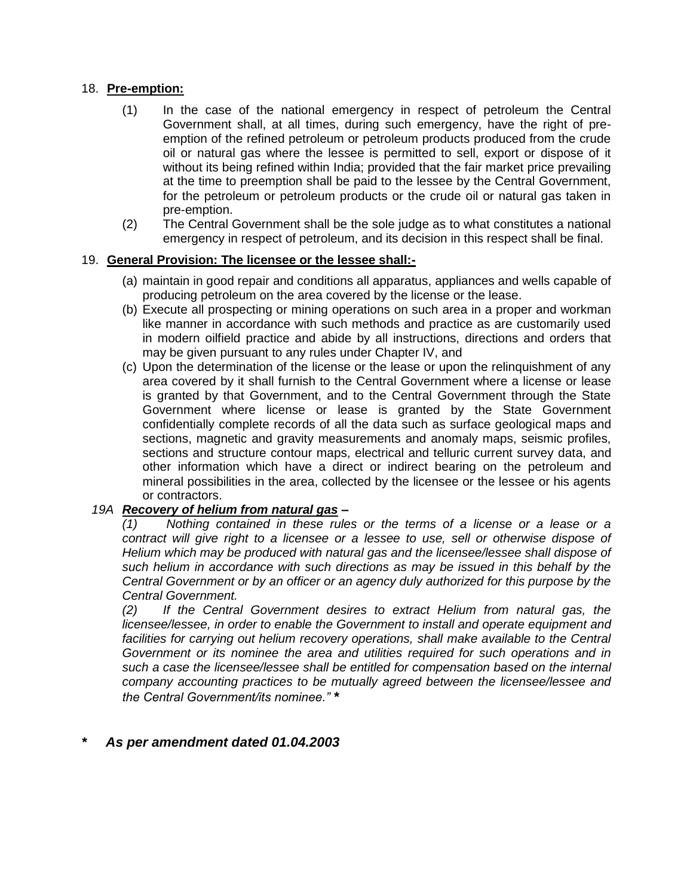18. **Pre-emption:**

    (1) In the case of the national emergency in respect of petroleum the Central Government shall, at all times, during such emergency, have the right of pre-emption of the refined petroleum or petroleum products produced from the crude oil or natural gas where the lessee is permitted to sell, export or dispose of it without its being refined within India; provided that the fair market price prevailing at the time to preemption shall be paid to the lessee by the Central Government, for the petroleum or petroleum products or the crude oil or natural gas taken in pre-emption.

    (2) The Central Government shall be the sole judge as to what constitutes a national emergency in respect of petroleum, and its decision in this respect shall be final.

19. **General Provision: The licensee or the lessee shall:-**

    (a) maintain in good repair and conditions all apparatus, appliances and wells capable of producing petroleum on the area covered by the license or the lease.

    (b) Execute all prospecting or mining operations on such area in a proper and workman like manner in accordance with such methods and practice as are customarily used in modern oilfield practice and abide by all instructions, directions and orders that may be given pursuant to any rules under Chapter IV, and

    (c) Upon the determination of the license or the lease or upon the relinquishment of any area covered by it shall furnish to the Central Government where a license or lease is granted by that Government, and to the Central Government through the State Government where license or lease is granted by the State Government confidentially complete records of all the data such as surface geological maps and sections, magnetic and gravity measurements and anomaly maps, seismic profiles, sections and structure contour maps, electrical and telluric current survey data, and other information which have a direct or indirect bearing on the petroleum and mineral possibilities in the area, collected by the licensee or the lessee or his agents or contractors.

*19A* ***Recovery of helium from natural gas*** **–**

*(1) Nothing contained in these rules or the terms of a license or a lease or a contract will give right to a licensee or a lessee to use, sell or otherwise dispose of Helium which may be produced with natural gas and the licensee/lessee shall dispose of such helium in accordance with such directions as may be issued in this behalf by the Central Government or by an officer or an agency duly authorized for this purpose by the Central Government.*

*(2) If the Central Government desires to extract Helium from natural gas, the licensee/lessee, in order to enable the Government to install and operate equipment and facilities for carrying out helium recovery operations, shall make available to the Central Government or its nominee the area and utilities required for such operations and in such a case the licensee/lessee shall be entitled for compensation based on the internal company accounting practices to be mutually agreed between the licensee/lessee and the Central Government/its nominee."* ***\****

***\* As per amendment dated 01.04.2003***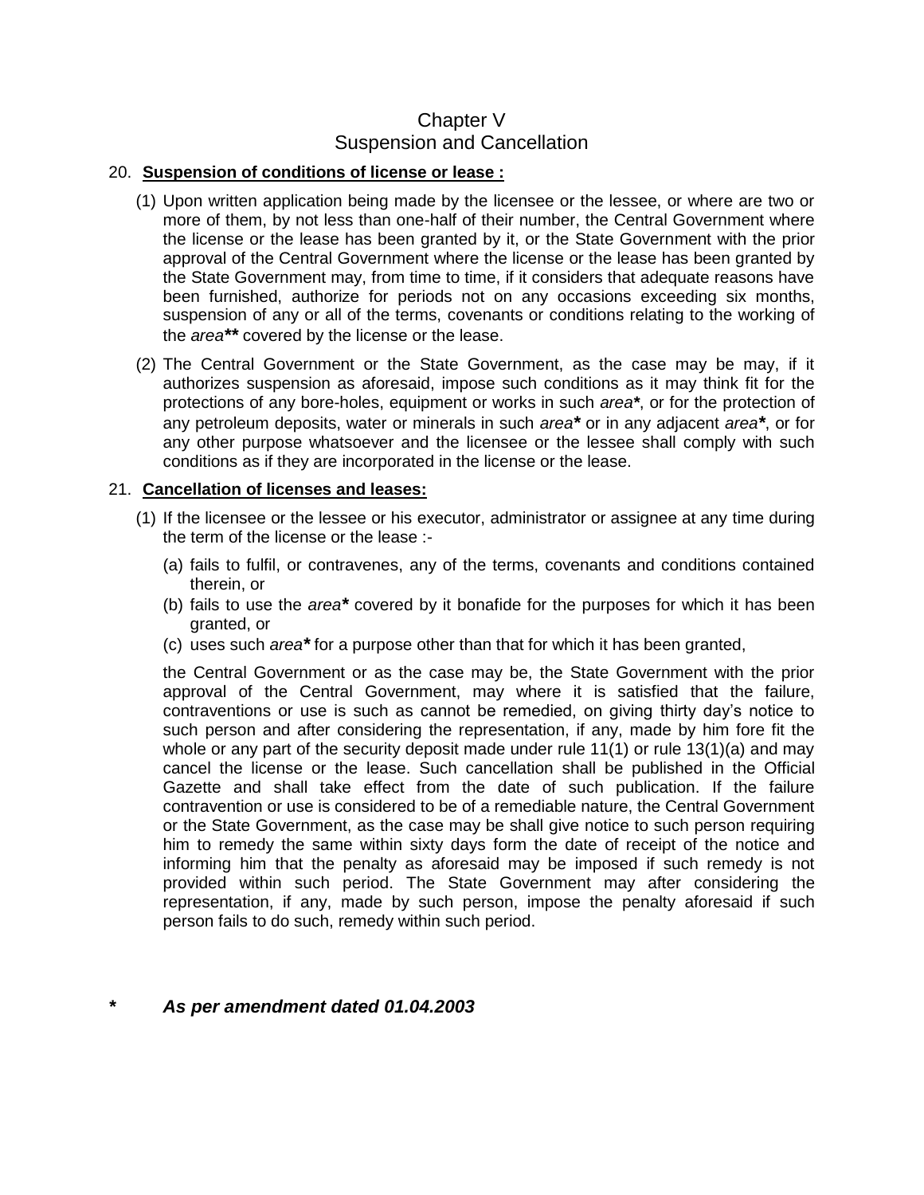# Chapter V
## Suspension and Cancellation

20. **Suspension of conditions of license or lease :**

(1) Upon written application being made by the licensee or the lessee, or where are two or more of them, by not less than one-half of their number, the Central Government where the license or the lease has been granted by it, or the State Government with the prior approval of the Central Government where the license or the lease has been granted by the State Government may, from time to time, if it considers that adequate reasons have been furnished, authorize for periods not on any occasions exceeding six months, suspension of any or all of the terms, covenants or conditions relating to the working of the *area*** covered by the license or the lease.

(2) The Central Government or the State Government, as the case may be may, if it authorizes suspension as aforesaid, impose such conditions as it may think fit for the protections of any bore-holes, equipment or works in such *area***, or for the protection of any petroleum deposits, water or minerals in such *area*** or in any adjacent *area***, or for any other purpose whatsoever and the licensee or the lessee shall comply with such conditions as if they are incorporated in the license or the lease.

21. **Cancellation of licenses and leases:**

(1) If the licensee or the lessee or his executor, administrator or assignee at any time during the term of the license or the lease :-

(a) fails to fulfil, or contravenes, any of the terms, covenants and conditions contained therein, or

(b) fails to use the *area*** covered by it bonafide for the purposes for which it has been granted, or

(c) uses such *area*** for a purpose other than that for which it has been granted,

the Central Government or as the case may be, the State Government with the prior approval of the Central Government, may where it is satisfied that the failure, contraventions or use is such as cannot be remedied, on giving thirty day's notice to such person and after considering the representation, if any, made by him fore fit the whole or any part of the security deposit made under rule 11(1) or rule 13(1)(a) and may cancel the license or the lease. Such cancellation shall be published in the Official Gazette and shall take effect from the date of such publication. If the failure contravention or use is considered to be of a remediable nature, the Central Government or the State Government, as the case may be shall give notice to such person requiring him to remedy the same within sixty days form the date of receipt of the notice and informing him that the penalty as aforesaid may be imposed if such remedy is not provided within such period. The State Government may after considering the representation, if any, made by such person, impose the penalty aforesaid if such person fails to do such, remedy within such period.

**\*** ***As per amendment dated 01.04.2003***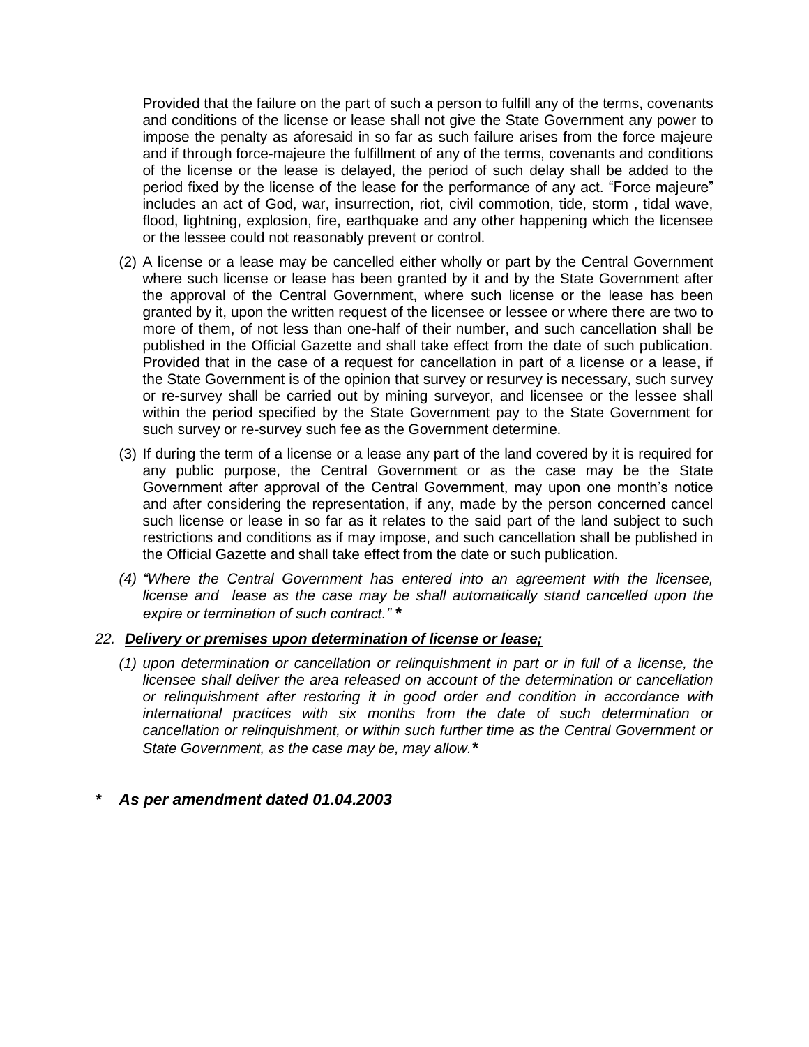Provided that the failure on the part of such a person to fulfill any of the terms, covenants and conditions of the license or lease shall not give the State Government any power to impose the penalty as aforesaid in so far as such failure arises from the force majeure and if through force-majeure the fulfillment of any of the terms, covenants and conditions of the license or the lease is delayed, the period of such delay shall be added to the period fixed by the license of the lease for the performance of any act. "Force majeure" includes an act of God, war, insurrection, riot, civil commotion, tide, storm , tidal wave, flood, lightning, explosion, fire, earthquake and any other happening which the licensee or the lessee could not reasonably prevent or control.

(2) A license or a lease may be cancelled either wholly or part by the Central Government where such license or lease has been granted by it and by the State Government after the approval of the Central Government, where such license or the lease has been granted by it, upon the written request of the licensee or lessee or where there are two to more of them, of not less than one-half of their number, and such cancellation shall be published in the Official Gazette and shall take effect from the date of such publication. Provided that in the case of a request for cancellation in part of a license or a lease, if the State Government is of the opinion that survey or resurvey is necessary, such survey or re-survey shall be carried out by mining surveyor, and licensee or the lessee shall within the period specified by the State Government pay to the State Government for such survey or re-survey such fee as the Government determine.

(3) If during the term of a license or a lease any part of the land covered by it is required for any public purpose, the Central Government or as the case may be the State Government after approval of the Central Government, may upon one month's notice and after considering the representation, if any, made by the person concerned cancel such license or lease in so far as it relates to the said part of the land subject to such restrictions and conditions as if may impose, and such cancellation shall be published in the Official Gazette and shall take effect from the date or such publication.

*(4) "Where the Central Government has entered into an agreement with the licensee, license and lease as the case may be shall automatically stand cancelled upon the expire or termination of such contract."* ***\***

*22.* ***Delivery or premises upon determination of license or lease;***

*(1) upon determination or cancellation or relinquishment in part or in full of a license, the licensee shall deliver the area released on account of the determination or cancellation or relinquishment after restoring it in good order and condition in accordance with international practices with six months from the date of such determination or cancellation or relinquishment, or within such further time as the Central Government or State Government, as the case may be, may allow.****\****

***\* As per amendment dated 01.04.2003***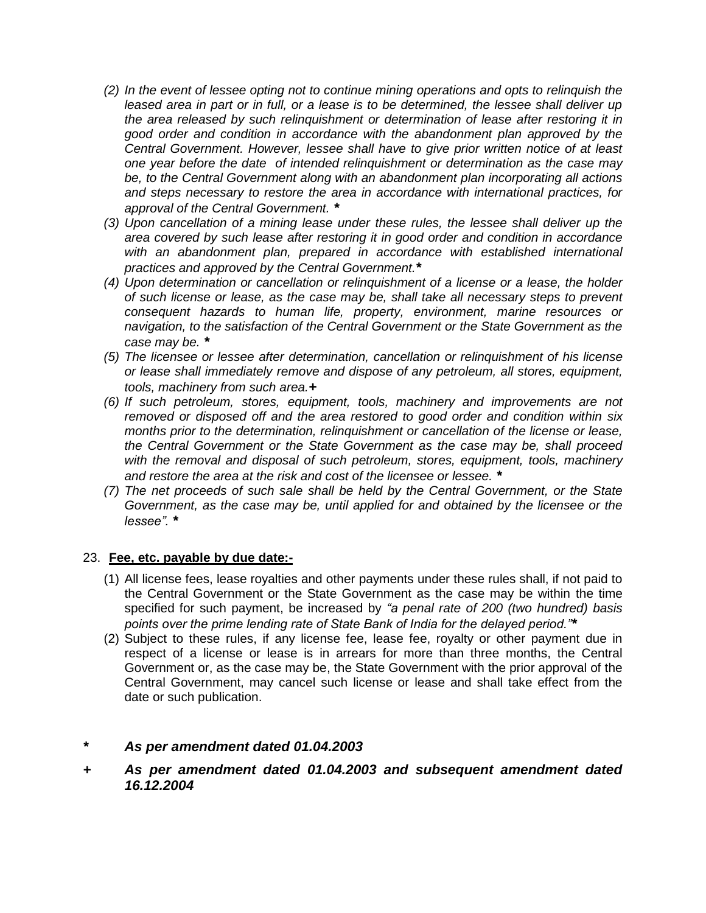(2) *In the event of lessee opting not to continue mining operations and opts to relinquish the leased area in part or in full, or a lease is to be determined, the lessee shall deliver up the area released by such relinquishment or determination of lease after restoring it in good order and condition in accordance with the abandonment plan approved by the Central Government. However, lessee shall have to give prior written notice of at least one year before the date of intended relinquishment or determination as the case may be, to the Central Government along with an abandonment plan incorporating all actions and steps necessary to restore the area in accordance with international practices, for approval of the Central Government.* **\***

(3) *Upon cancellation of a mining lease under these rules, the lessee shall deliver up the area covered by such lease after restoring it in good order and condition in accordance with an abandonment plan, prepared in accordance with established international practices and approved by the Central Government.* **\***

(4) *Upon determination or cancellation or relinquishment of a license or a lease, the holder of such license or lease, as the case may be, shall take all necessary steps to prevent consequent hazards to human life, property, environment, marine resources or navigation, to the satisfaction of the Central Government or the State Government as the case may be.* **\***

(5) *The licensee or lessee after determination, cancellation or relinquishment of his license or lease shall immediately remove and dispose of any petroleum, all stores, equipment, tools, machinery from such area.* **+**

(6) *If such petroleum, stores, equipment, tools, machinery and improvements are not removed or disposed off and the area restored to good order and condition within six months prior to the determination, relinquishment or cancellation of the license or lease, the Central Government or the State Government as the case may be, shall proceed with the removal and disposal of such petroleum, stores, equipment, tools, machinery and restore the area at the risk and cost of the licensee or lessee.* **\***

(7) *The net proceeds of such sale shall be held by the Central Government, or the State Government, as the case may be, until applied for and obtained by the licensee or the lessee".* **\***

23. **Fee, etc. payable by due date:-**

(1) All license fees, lease royalties and other payments under these rules shall, if not paid to the Central Government or the State Government as the case may be within the time specified for such payment, be increased by *"a penal rate of 200 (two hundred) basis points over the prime lending rate of State Bank of India for the delayed period."* **\***

(2) Subject to these rules, if any license fee, lease fee, royalty or other payment due in respect of a license or lease is in arrears for more than three months, the Central Government or, as the case may be, the State Government with the prior approval of the Central Government, may cancel such license or lease and shall take effect from the date or such publication.

**\*** ***As per amendment dated 01.04.2003***

**+** ***As per amendment dated 01.04.2003 and subsequent amendment dated 16.12.2004***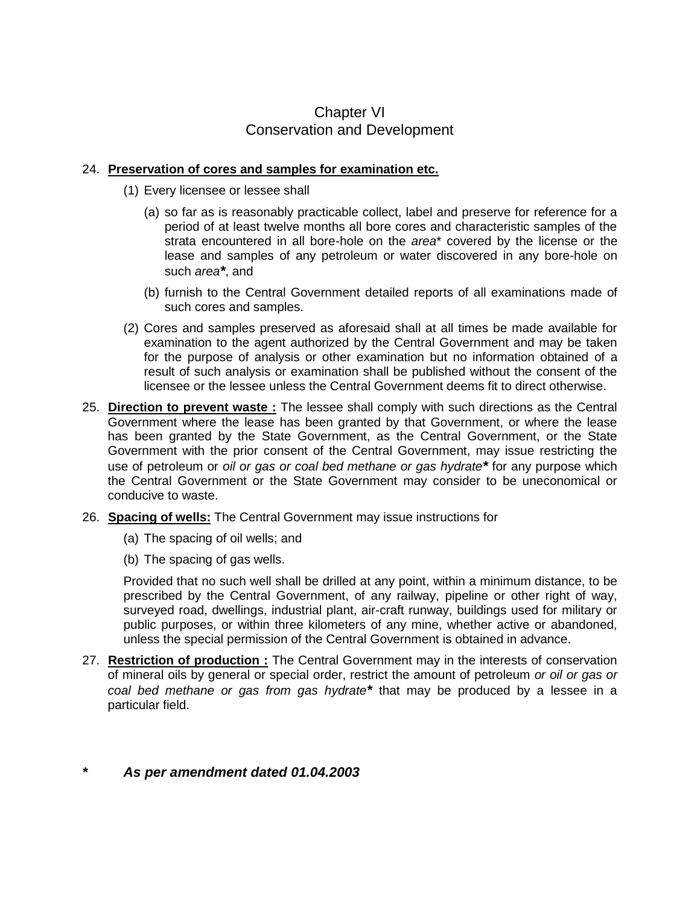## Chapter VI
## Conservation and Development

24. **Preservation of cores and samples for examination etc.**

    (1) Every licensee or lessee shall

    (a) so far as is reasonably practicable collect, label and preserve for reference for a period of at least twelve months all bore cores and characteristic samples of the strata encountered in all bore-hole on the *area*\* covered by the license or the lease and samples of any petroleum or water discovered in any bore-hole on such *area***\***, and

    (b) furnish to the Central Government detailed reports of all examinations made of such cores and samples.

    (2) Cores and samples preserved as aforesaid shall at all times be made available for examination to the agent authorized by the Central Government and may be taken for the purpose of analysis or other examination but no information obtained of a result of such analysis or examination shall be published without the consent of the licensee or the lessee unless the Central Government deems fit to direct otherwise.

25. **Direction to prevent waste :** The lessee shall comply with such directions as the Central Government where the lease has been granted by that Government, or where the lease has been granted by the State Government, as the Central Government, or the State Government with the prior consent of the Central Government, may issue restricting the use of petroleum or *oil or gas or coal bed methane or gas hydrate***\*** for any purpose which the Central Government or the State Government may consider to be uneconomical or conducive to waste.

26. **Spacing of wells:** The Central Government may issue instructions for

    (a) The spacing of oil wells; and

    (b) The spacing of gas wells.

    Provided that no such well shall be drilled at any point, within a minimum distance, to be prescribed by the Central Government, of any railway, pipeline or other right of way, surveyed road, dwellings, industrial plant, air-craft runway, buildings used for military or public purposes, or within three kilometers of any mine, whether active or abandoned, unless the special permission of the Central Government is obtained in advance.

27. **Restriction of production :** The Central Government may in the interests of conservation of mineral oils by general or special order, restrict the amount of petroleum *or oil or gas or coal bed methane or gas from gas hydrate***\*** that may be produced by a lessee in a particular field.

***\* As per amendment dated 01.04.2003***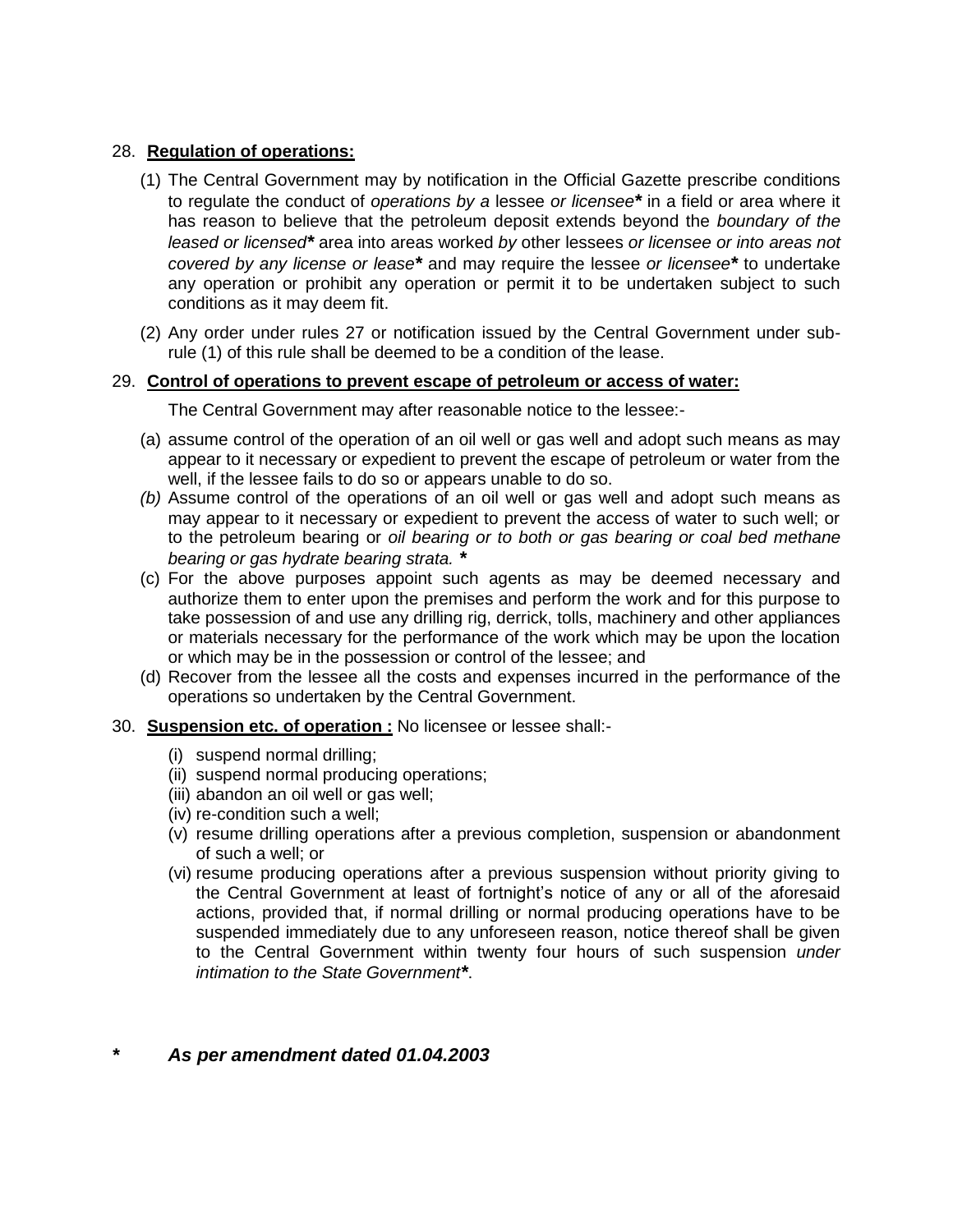28. **Regulation of operations:**

(1) The Central Government may by notification in the Official Gazette prescribe conditions to regulate the conduct of *operations by a* lessee *or licensee****** in a field or area where it has reason to believe that the petroleum deposit extends beyond the *boundary of the leased or licensed****** area into areas worked *by* other lessees *or licensee or into areas not covered by any license or lease****** and may require the lessee *or licensee****** to undertake any operation or prohibit any operation or permit it to be undertaken subject to such conditions as it may deem fit.

(2) Any order under rules 27 or notification issued by the Central Government under sub-rule (1) of this rule shall be deemed to be a condition of the lease.

29. **Control of operations to prevent escape of petroleum or access of water:**

The Central Government may after reasonable notice to the lessee:-

(a) assume control of the operation of an oil well or gas well and adopt such means as may appear to it necessary or expedient to prevent the escape of petroleum or water from the well, if the lessee fails to do so or appears unable to do so.

*(b)* Assume control of the operations of an oil well or gas well and adopt such means as may appear to it necessary or expedient to prevent the access of water to such well; or to the petroleum bearing or *oil bearing or to both or gas bearing or coal bed methane bearing or gas hydrate bearing strata.* *****

(c) For the above purposes appoint such agents as may be deemed necessary and authorize them to enter upon the premises and perform the work and for this purpose to take possession of and use any drilling rig, derrick, tolls, machinery and other appliances or materials necessary for the performance of the work which may be upon the location or which may be in the possession or control of the lessee; and

(d) Recover from the lessee all the costs and expenses incurred in the performance of the operations so undertaken by the Central Government.

30. **Suspension etc. of operation :** No licensee or lessee shall:-

(i) suspend normal drilling;
(ii) suspend normal producing operations;
(iii) abandon an oil well or gas well;
(iv) re-condition such a well;
(v) resume drilling operations after a previous completion, suspension or abandonment of such a well; or
(vi) resume producing operations after a previous suspension without priority giving to the Central Government at least of fortnight's notice of any or all of the aforesaid actions, provided that, if normal drilling or normal producing operations have to be suspended immediately due to any unforeseen reason, notice thereof shall be given to the Central Government within twenty four hours of such suspension *under intimation to the State Government**.*

***\*       As per amendment dated 01.04.2003***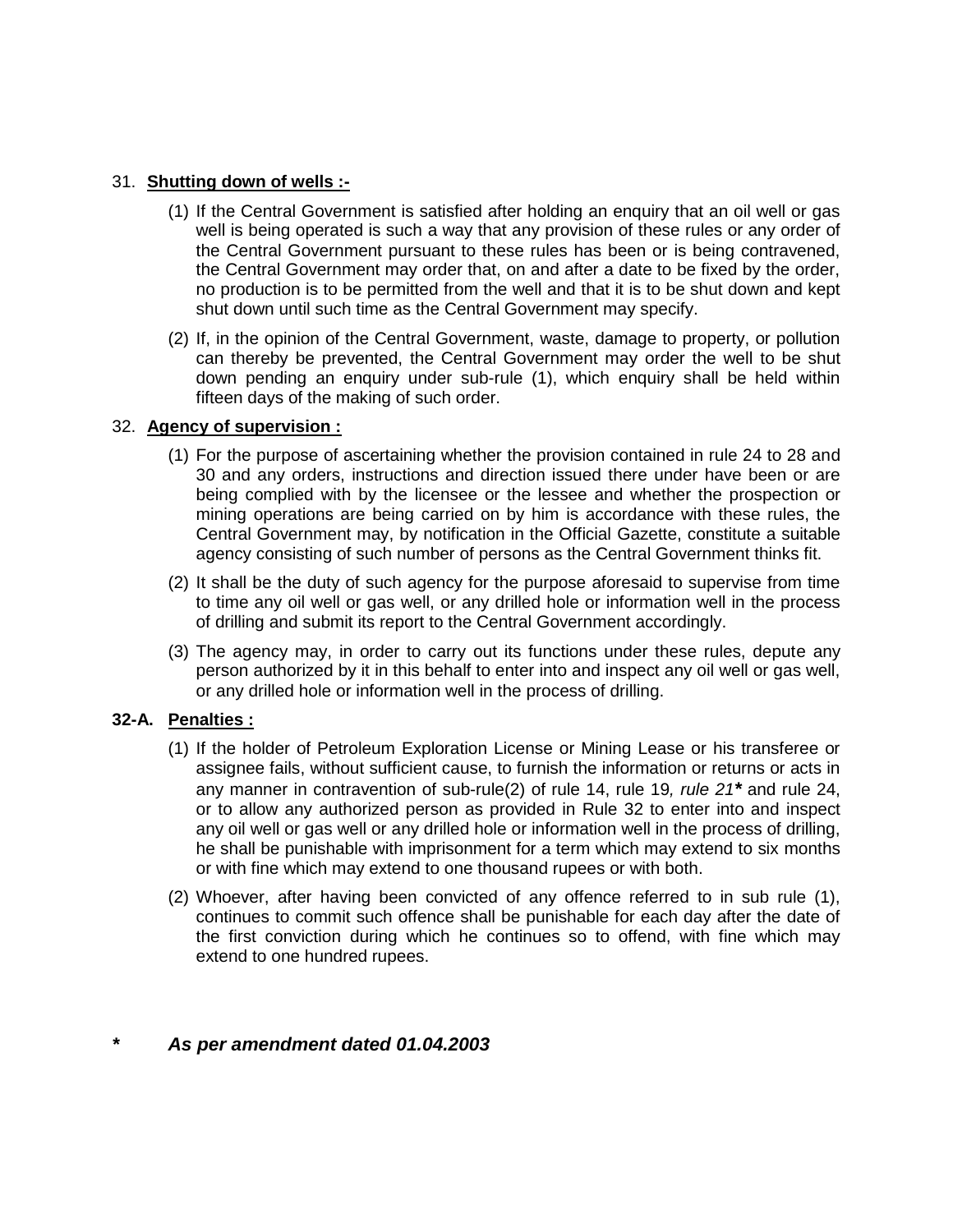31. **<u>Shutting down of wells :-</u>**

(1) If the Central Government is satisfied after holding an enquiry that an oil well or gas well is being operated is such a way that any provision of these rules or any order of the Central Government pursuant to these rules has been or is being contravened, the Central Government may order that, on and after a date to be fixed by the order, no production is to be permitted from the well and that it is to be shut down and kept shut down until such time as the Central Government may specify.

(2) If, in the opinion of the Central Government, waste, damage to property, or pollution can thereby be prevented, the Central Government may order the well to be shut down pending an enquiry under sub-rule (1), which enquiry shall be held within fifteen days of the making of such order.

32. **<u>Agency of supervision :</u>**

(1) For the purpose of ascertaining whether the provision contained in rule 24 to 28 and 30 and any orders, instructions and direction issued there under have been or are being complied with by the licensee or the lessee and whether the prospection or mining operations are being carried on by him is accordance with these rules, the Central Government may, by notification in the Official Gazette, constitute a suitable agency consisting of such number of persons as the Central Government thinks fit.

(2) It shall be the duty of such agency for the purpose aforesaid to supervise from time to time any oil well or gas well, or any drilled hole or information well in the process of drilling and submit its report to the Central Government accordingly.

(3) The agency may, in order to carry out its functions under these rules, depute any person authorized by it in this behalf to enter into and inspect any oil well or gas well, or any drilled hole or information well in the process of drilling.

**32-A. <u>Penalties :</u>**

(1) If the holder of Petroleum Exploration License or Mining Lease or his transferee or assignee fails, without sufficient cause, to furnish the information or returns or acts in any manner in contravention of sub-rule(2) of rule 14, rule 19*, rule 21****** and rule 24, or to allow any authorized person as provided in Rule 32 to enter into and inspect any oil well or gas well or any drilled hole or information well in the process of drilling, he shall be punishable with imprisonment for a term which may extend to six months or with fine which may extend to one thousand rupees or with both.

(2) Whoever, after having been convicted of any offence referred to in sub rule (1), continues to commit such offence shall be punishable for each day after the date of the first conviction during which he continues so to offend, with fine which may extend to one hundred rupees.

***\*  As per amendment dated 01.04.2003***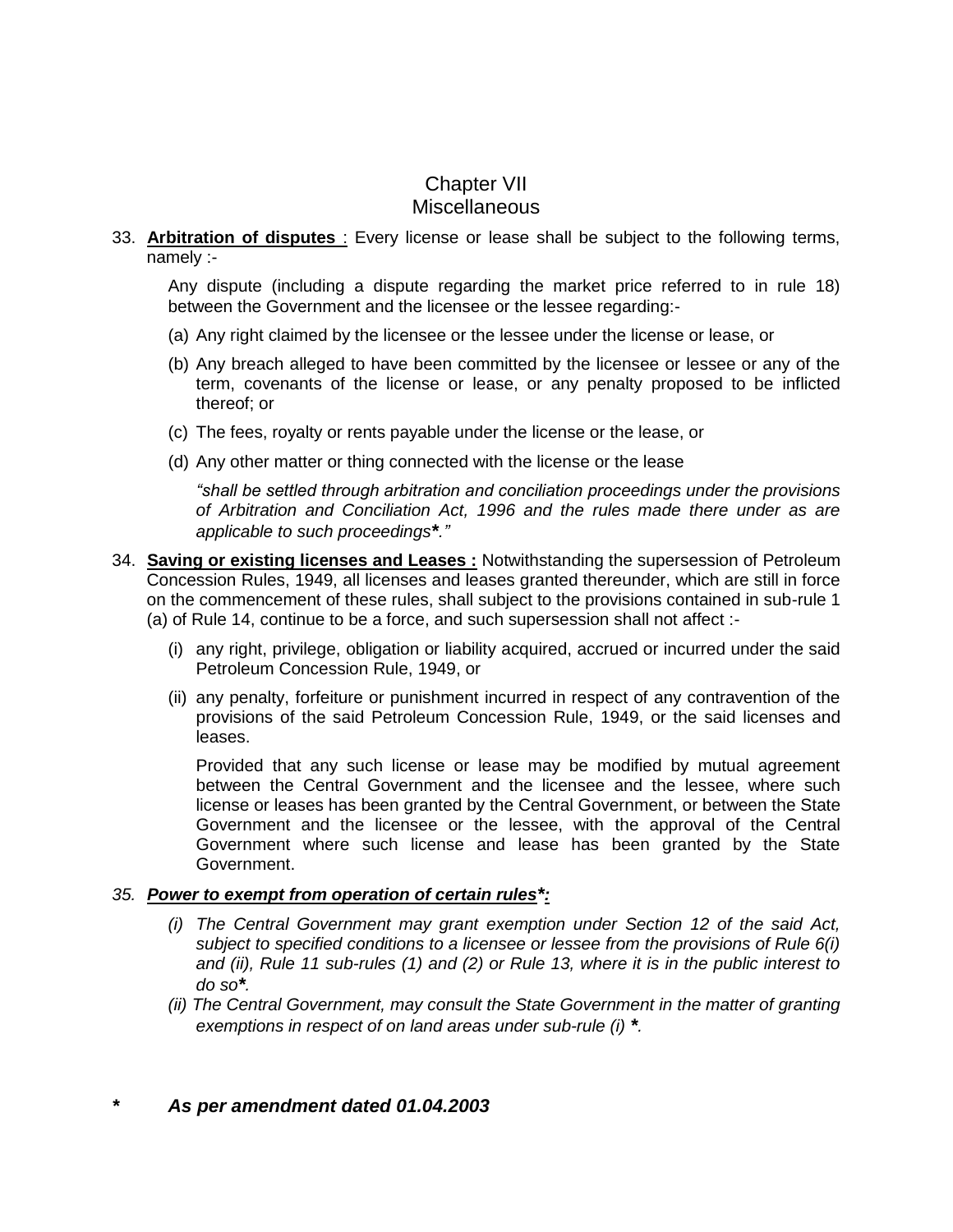# Chapter VII
## Miscellaneous

33. **Arbitration of disputes** : Every license or lease shall be subject to the following terms, namely :-

    Any dispute (including a dispute regarding the market price referred to in rule 18) between the Government and the licensee or the lessee regarding:-

    (a) Any right claimed by the licensee or the lessee under the license or lease, or

    (b) Any breach alleged to have been committed by the licensee or lessee or any of the term, covenants of the license or lease, or any penalty proposed to be inflicted thereof; or

    (c) The fees, royalty or rents payable under the license or the lease, or

    (d) Any other matter or thing connected with the license or the lease

    *"shall be settled through arbitration and conciliation proceedings under the provisions of Arbitration and Conciliation Act, 1996 and the rules made there under as are applicable to such proceedings*\*.*"*

34. **Saving or existing licenses and Leases :** Notwithstanding the supersession of Petroleum Concession Rules, 1949, all licenses and leases granted thereunder, which are still in force on the commencement of these rules, shall subject to the provisions contained in sub-rule 1 (a) of Rule 14, continue to be a force, and such supersession shall not affect :-

    (i) any right, privilege, obligation or liability acquired, accrued or incurred under the said Petroleum Concession Rule, 1949, or

    (ii) any penalty, forfeiture or punishment incurred in respect of any contravention of the provisions of the said Petroleum Concession Rule, 1949, or the said licenses and leases.

    Provided that any such license or lease may be modified by mutual agreement between the Central Government and the licensee and the lessee, where such license or leases has been granted by the Central Government, or between the State Government and the licensee or the lessee, with the approval of the Central Government where such license and lease has been granted by the State Government.

*35.* ***Power to exempt from operation of certain rules\*:***

*(i) The Central Government may grant exemption under Section 12 of the said Act, subject to specified conditions to a licensee or lessee from the provisions of Rule 6(i) and (ii), Rule 11 sub-rules (1) and (2) or Rule 13, where it is in the public interest to do so*\*.

*(ii) The Central Government, may consult the State Government in the matter of granting exemptions in respect of on land areas under sub-rule (i)* \*.

***\* As per amendment dated 01.04.2003***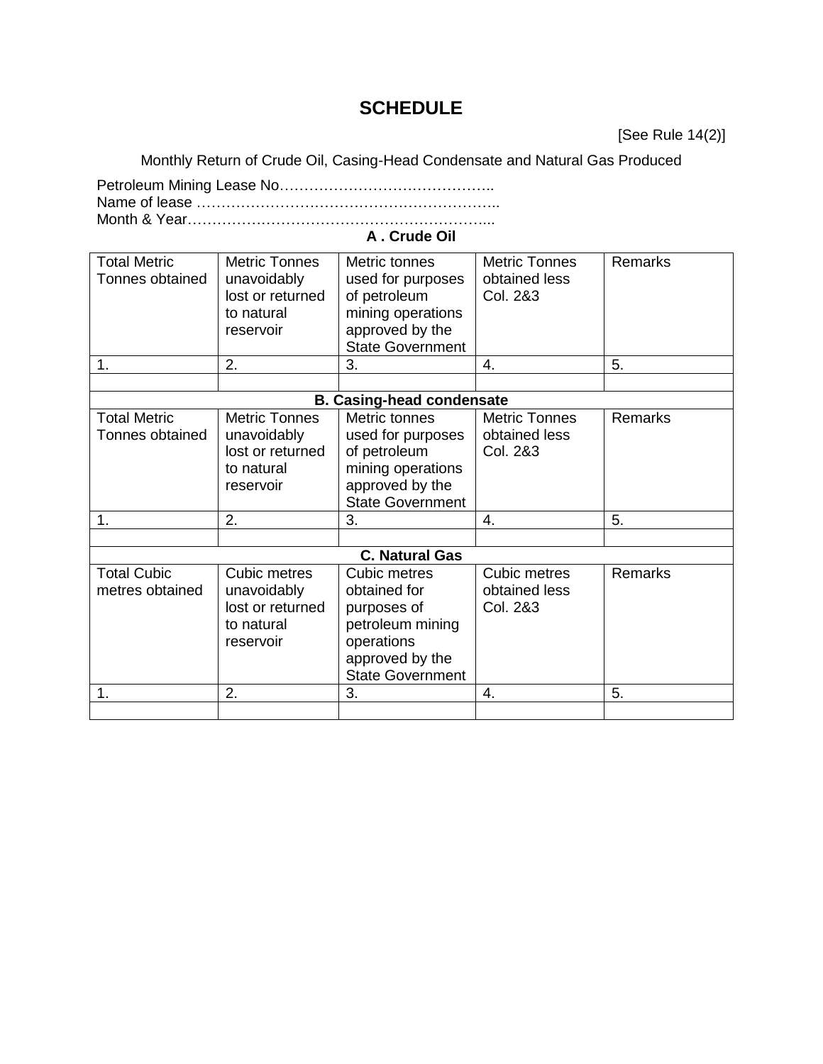# SCHEDULE

[See Rule 14(2)]

Monthly Return of Crude Oil, Casing-Head Condensate and Natural Gas Produced

Petroleum Mining Lease No……………………………………..
Name of lease ……………………………………………………..
Month & Year……………………………………………………...

**A . Crude Oil**

| Total Metric Tonnes obtained | Metric Tonnes unavoidably lost or returned to natural reservoir | Metric tonnes used for purposes of petroleum mining operations approved by the State Government | Metric Tonnes obtained less Col. 2&3 | Remarks |
|---|---|---|---|---|
| 1. | 2. | 3. | 4. | 5. |
| | | | | |
| | | **B. Casing-head condensate** | | |
| Total Metric Tonnes obtained | Metric Tonnes unavoidably lost or returned to natural reservoir | Metric tonnes used for purposes of petroleum mining operations approved by the State Government | Metric Tonnes obtained less Col. 2&3 | Remarks |
| 1. | 2. | 3. | 4. | 5. |
| | | | | |
| | | **C. Natural Gas** | | |
| Total Cubic metres obtained | Cubic metres unavoidably lost or returned to natural reservoir | Cubic metres obtained for purposes of petroleum mining operations approved by the State Government | Cubic metres obtained less Col. 2&3 | Remarks |
| 1. | 2. | 3. | 4. | 5. |
| | | | | |